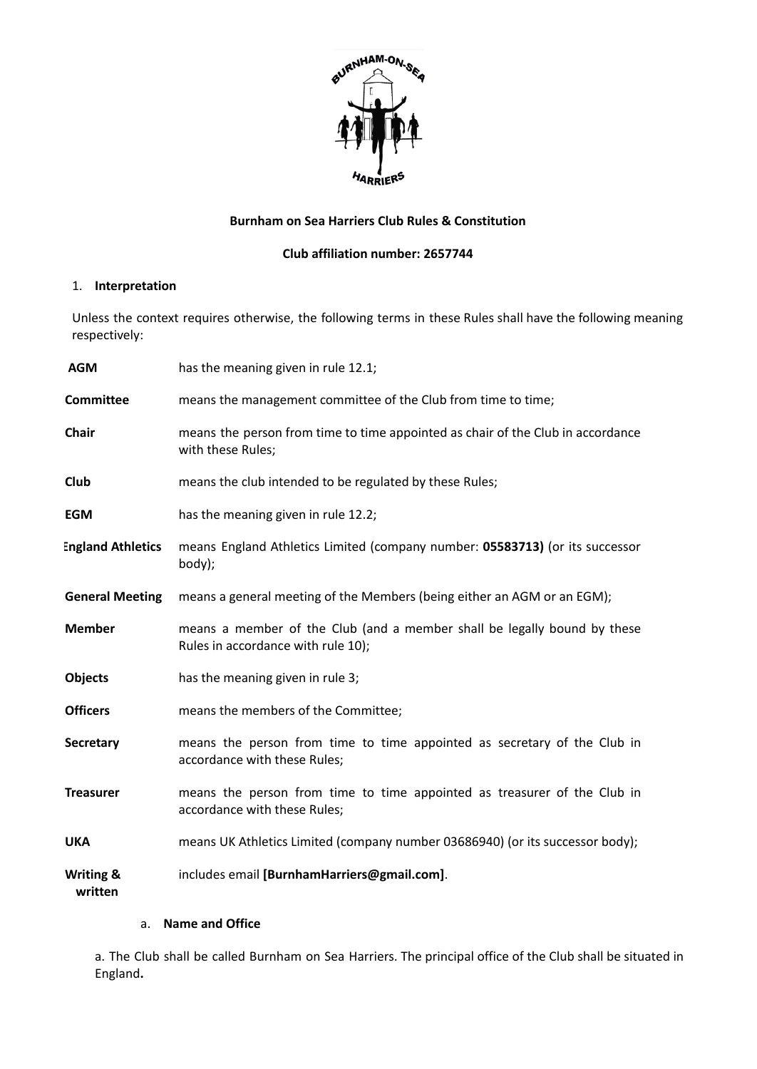**Burnham on Sea Harriers Club Rules & Constitution**

**Club affiliation number: 2657744**

1. **Interpretation**

Unless the context requires otherwise, the following terms in these Rules shall have the following meaning respectively:

| | |
|---|---|
| **AGM** | has the meaning given in rule 12.1; |
| **Committee** | means the management committee of the Club from time to time; |
| **Chair** | means the person from time to time appointed as chair of the Club in accordance with these Rules; |
| **Club** | means the club intended to be regulated by these Rules; |
| **EGM** | has the meaning given in rule 12.2; |
| **England Athletics** | means England Athletics Limited (company number: **05583713)** (or its successor body); |
| **General Meeting** | means a general meeting of the Members (being either an AGM or an EGM); |
| **Member** | means a member of the Club (and a member shall be legally bound by these Rules in accordance with rule 10); |
| **Objects** | has the meaning given in rule 3; |
| **Officers** | means the members of the Committee; |
| **Secretary** | means the person from time to time appointed as secretary of the Club in accordance with these Rules; |
| **Treasurer** | means the person from time to time appointed as treasurer of the Club in accordance with these Rules; |
| **UKA** | means UK Athletics Limited (company number 03686940) (or its successor body); |
| **Writing & written** | includes email **[BurnhamHarriers@gmail.com]**. |

a. **Name and Office**

a. The Club shall be called Burnham on Sea Harriers. The principal office of the Club shall be situated in England**.**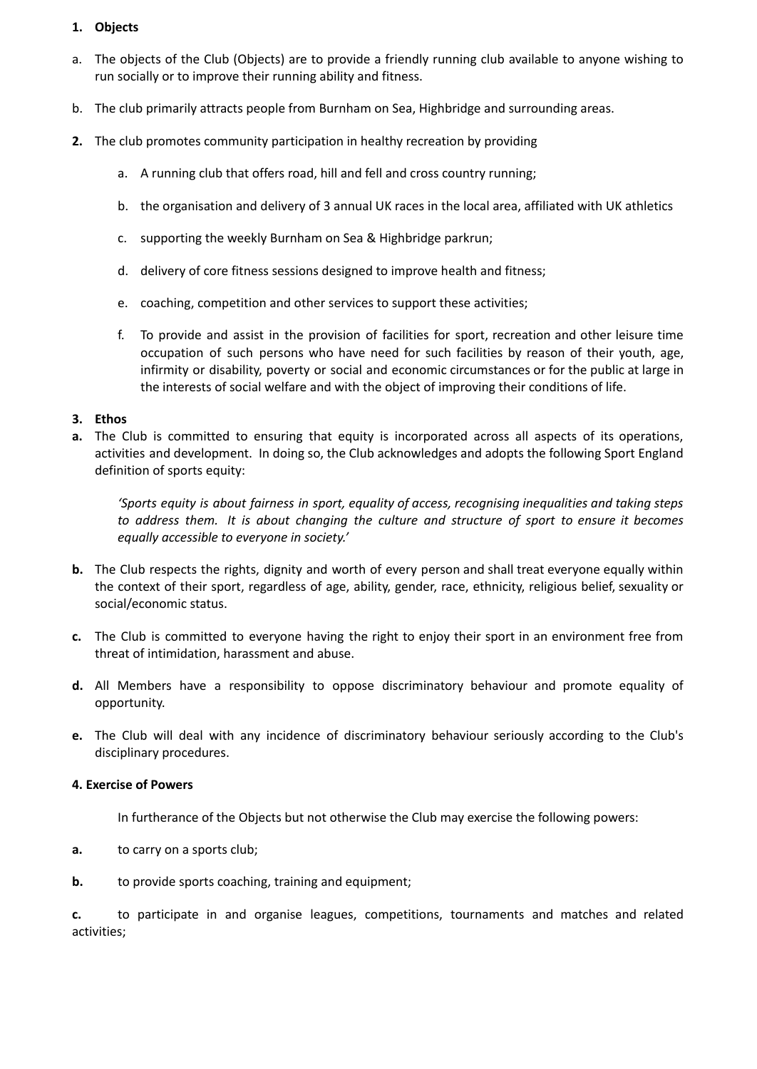**1. Objects**

a. The objects of the Club (Objects) are to provide a friendly running club available to anyone wishing to run socially or to improve their running ability and fitness.

b. The club primarily attracts people from Burnham on Sea, Highbridge and surrounding areas.

**2.** The club promotes community participation in healthy recreation by providing

  a. A running club that offers road, hill and fell and cross country running;

  b. the organisation and delivery of 3 annual UK races in the local area, affiliated with UK athletics

  c. supporting the weekly Burnham on Sea & Highbridge parkrun;

  d. delivery of core fitness sessions designed to improve health and fitness;

  e. coaching, competition and other services to support these activities;

  f. To provide and assist in the provision of facilities for sport, recreation and other leisure time occupation of such persons who have need for such facilities by reason of their youth, age, infirmity or disability, poverty or social and economic circumstances or for the public at large in the interests of social welfare and with the object of improving their conditions of life.

**3. Ethos**

**a.** The Club is committed to ensuring that equity is incorporated across all aspects of its operations, activities and development. In doing so, the Club acknowledges and adopts the following Sport England definition of sports equity:

> *'Sports equity is about fairness in sport, equality of access, recognising inequalities and taking steps to address them. It is about changing the culture and structure of sport to ensure it becomes equally accessible to everyone in society.'*

**b.** The Club respects the rights, dignity and worth of every person and shall treat everyone equally within the context of their sport, regardless of age, ability, gender, race, ethnicity, religious belief, sexuality or social/economic status.

**c.** The Club is committed to everyone having the right to enjoy their sport in an environment free from threat of intimidation, harassment and abuse.

**d.** All Members have a responsibility to oppose discriminatory behaviour and promote equality of opportunity.

**e.** The Club will deal with any incidence of discriminatory behaviour seriously according to the Club's disciplinary procedures.

**4. Exercise of Powers**

In furtherance of the Objects but not otherwise the Club may exercise the following powers:

**a.** to carry on a sports club;

**b.** to provide sports coaching, training and equipment;

**c.** to participate in and organise leagues, competitions, tournaments and matches and related activities;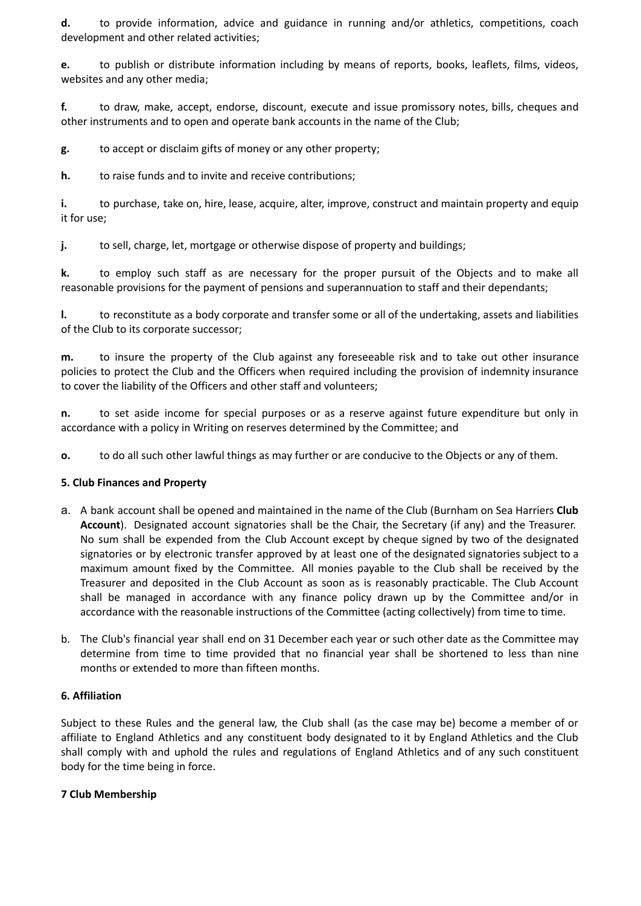**d.** to provide information, advice and guidance in running and/or athletics, competitions, coach development and other related activities;

**e.** to publish or distribute information including by means of reports, books, leaflets, films, videos, websites and any other media;

**f.** to draw, make, accept, endorse, discount, execute and issue promissory notes, bills, cheques and other instruments and to open and operate bank accounts in the name of the Club;

**g.** to accept or disclaim gifts of money or any other property;

**h.** to raise funds and to invite and receive contributions;

**i.** to purchase, take on, hire, lease, acquire, alter, improve, construct and maintain property and equip it for use;

**j.** to sell, charge, let, mortgage or otherwise dispose of property and buildings;

**k.** to employ such staff as are necessary for the proper pursuit of the Objects and to make all reasonable provisions for the payment of pensions and superannuation to staff and their dependants;

**l.** to reconstitute as a body corporate and transfer some or all of the undertaking, assets and liabilities of the Club to its corporate successor;

**m.** to insure the property of the Club against any foreseeable risk and to take out other insurance policies to protect the Club and the Officers when required including the provision of indemnity insurance to cover the liability of the Officers and other staff and volunteers;

**n.** to set aside income for special purposes or as a reserve against future expenditure but only in accordance with a policy in Writing on reserves determined by the Committee; and

**o.** to do all such other lawful things as may further or are conducive to the Objects or any of them.

### 5. Club Finances and Property

a. A bank account shall be opened and maintained in the name of the Club (Burnham on Sea Harriers **Club Account**). Designated account signatories shall be the Chair, the Secretary (if any) and the Treasurer. No sum shall be expended from the Club Account except by cheque signed by two of the designated signatories or by electronic transfer approved by at least one of the designated signatories subject to a maximum amount fixed by the Committee. All monies payable to the Club shall be received by the Treasurer and deposited in the Club Account as soon as is reasonably practicable. The Club Account shall be managed in accordance with any finance policy drawn up by the Committee and/or in accordance with the reasonable instructions of the Committee (acting collectively) from time to time.

b. The Club's financial year shall end on 31 December each year or such other date as the Committee may determine from time to time provided that no financial year shall be shortened to less than nine months or extended to more than fifteen months.

### 6. Affiliation

Subject to these Rules and the general law, the Club shall (as the case may be) become a member of or affiliate to England Athletics and any constituent body designated to it by England Athletics and the Club shall comply with and uphold the rules and regulations of England Athletics and of any such constituent body for the time being in force.

### 7 Club Membership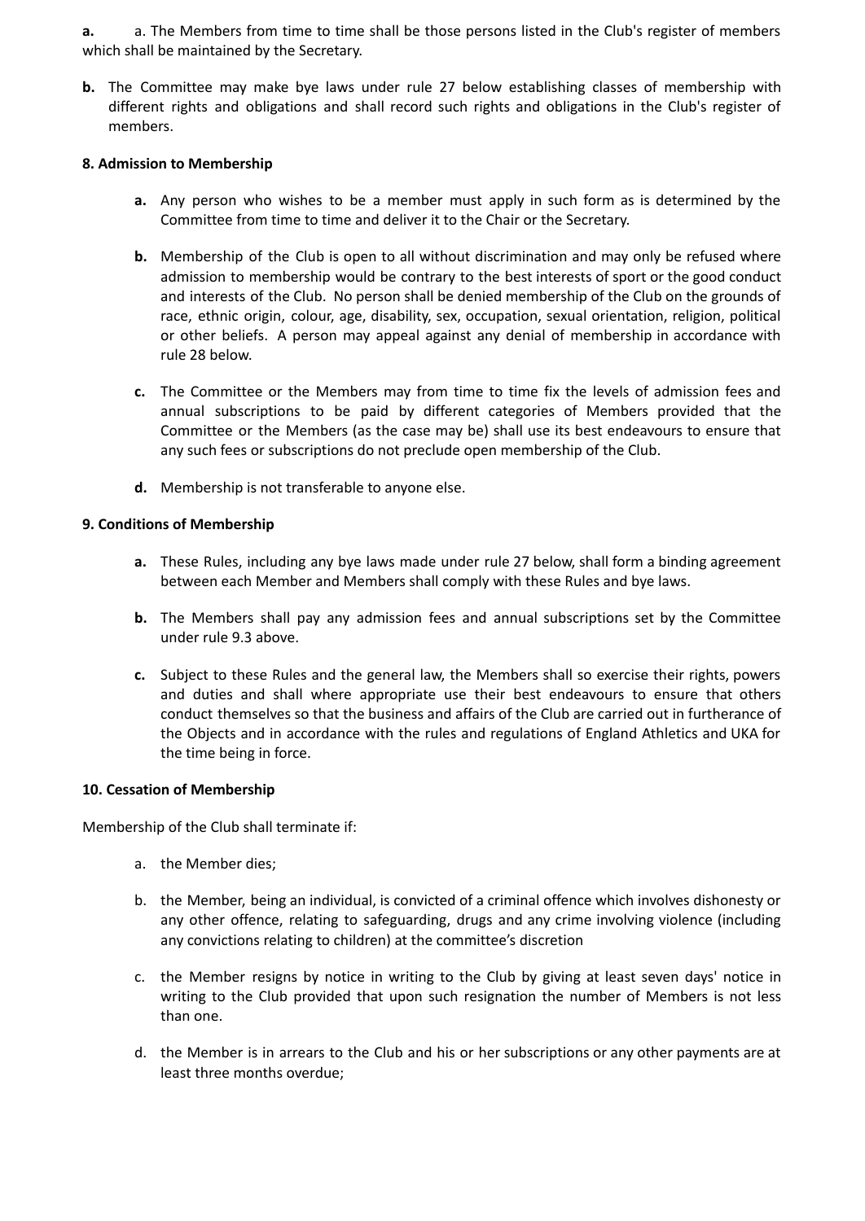**a.** a. The Members from time to time shall be those persons listed in the Club's register of members which shall be maintained by the Secretary.

**b.** The Committee may make bye laws under rule 27 below establishing classes of membership with different rights and obligations and shall record such rights and obligations in the Club's register of members.

**8. Admission to Membership**

- **a.** Any person who wishes to be a member must apply in such form as is determined by the Committee from time to time and deliver it to the Chair or the Secretary.
- **b.** Membership of the Club is open to all without discrimination and may only be refused where admission to membership would be contrary to the best interests of sport or the good conduct and interests of the Club. No person shall be denied membership of the Club on the grounds of race, ethnic origin, colour, age, disability, sex, occupation, sexual orientation, religion, political or other beliefs. A person may appeal against any denial of membership in accordance with rule 28 below.
- **c.** The Committee or the Members may from time to time fix the levels of admission fees and annual subscriptions to be paid by different categories of Members provided that the Committee or the Members (as the case may be) shall use its best endeavours to ensure that any such fees or subscriptions do not preclude open membership of the Club.
- **d.** Membership is not transferable to anyone else.

**9. Conditions of Membership**

- **a.** These Rules, including any bye laws made under rule 27 below, shall form a binding agreement between each Member and Members shall comply with these Rules and bye laws.
- **b.** The Members shall pay any admission fees and annual subscriptions set by the Committee under rule 9.3 above.
- **c.** Subject to these Rules and the general law, the Members shall so exercise their rights, powers and duties and shall where appropriate use their best endeavours to ensure that others conduct themselves so that the business and affairs of the Club are carried out in furtherance of the Objects and in accordance with the rules and regulations of England Athletics and UKA for the time being in force.

**10. Cessation of Membership**

Membership of the Club shall terminate if:

a. the Member dies;

b. the Member, being an individual, is convicted of a criminal offence which involves dishonesty or any other offence, relating to safeguarding, drugs and any crime involving violence (including any convictions relating to children) at the committee's discretion

c. the Member resigns by notice in writing to the Club by giving at least seven days' notice in writing to the Club provided that upon such resignation the number of Members is not less than one.

d. the Member is in arrears to the Club and his or her subscriptions or any other payments are at least three months overdue;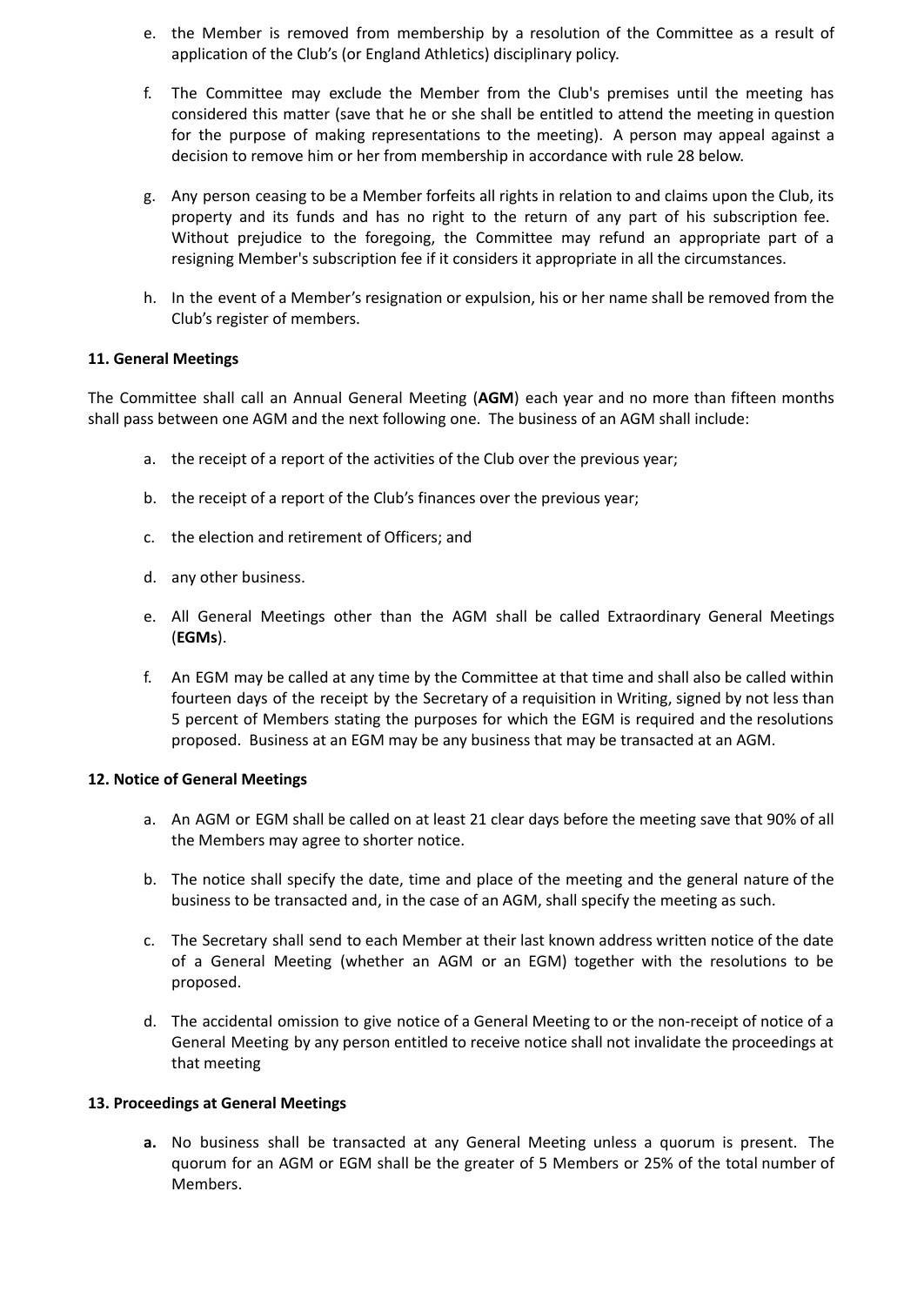e. the Member is removed from membership by a resolution of the Committee as a result of application of the Club's (or England Athletics) disciplinary policy.

f. The Committee may exclude the Member from the Club's premises until the meeting has considered this matter (save that he or she shall be entitled to attend the meeting in question for the purpose of making representations to the meeting). A person may appeal against a decision to remove him or her from membership in accordance with rule 28 below.

g. Any person ceasing to be a Member forfeits all rights in relation to and claims upon the Club, its property and its funds and has no right to the return of any part of his subscription fee. Without prejudice to the foregoing, the Committee may refund an appropriate part of a resigning Member's subscription fee if it considers it appropriate in all the circumstances.

h. In the event of a Member's resignation or expulsion, his or her name shall be removed from the Club's register of members.

**11. General Meetings**

The Committee shall call an Annual General Meeting (**AGM**) each year and no more than fifteen months shall pass between one AGM and the next following one. The business of an AGM shall include:

a. the receipt of a report of the activities of the Club over the previous year;

b. the receipt of a report of the Club's finances over the previous year;

c. the election and retirement of Officers; and

d. any other business.

e. All General Meetings other than the AGM shall be called Extraordinary General Meetings (**EGMs**).

f. An EGM may be called at any time by the Committee at that time and shall also be called within fourteen days of the receipt by the Secretary of a requisition in Writing, signed by not less than 5 percent of Members stating the purposes for which the EGM is required and the resolutions proposed. Business at an EGM may be any business that may be transacted at an AGM.

**12. Notice of General Meetings**

a. An AGM or EGM shall be called on at least 21 clear days before the meeting save that 90% of all the Members may agree to shorter notice.

b. The notice shall specify the date, time and place of the meeting and the general nature of the business to be transacted and, in the case of an AGM, shall specify the meeting as such.

c. The Secretary shall send to each Member at their last known address written notice of the date of a General Meeting (whether an AGM or an EGM) together with the resolutions to be proposed.

d. The accidental omission to give notice of a General Meeting to or the non-receipt of notice of a General Meeting by any person entitled to receive notice shall not invalidate the proceedings at that meeting

**13. Proceedings at General Meetings**

**a.** No business shall be transacted at any General Meeting unless a quorum is present. The quorum for an AGM or EGM shall be the greater of 5 Members or 25% of the total number of Members.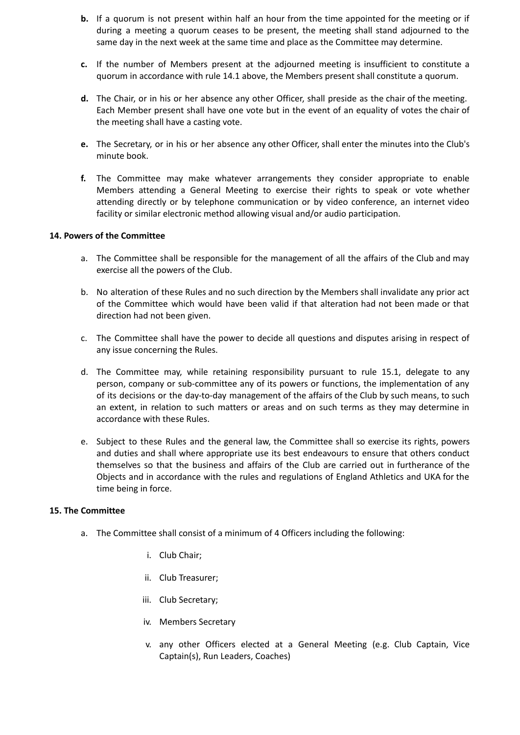**b.** If a quorum is not present within half an hour from the time appointed for the meeting or if during a meeting a quorum ceases to be present, the meeting shall stand adjourned to the same day in the next week at the same time and place as the Committee may determine.

**c.** If the number of Members present at the adjourned meeting is insufficient to constitute a quorum in accordance with rule 14.1 above, the Members present shall constitute a quorum.

**d.** The Chair, or in his or her absence any other Officer, shall preside as the chair of the meeting. Each Member present shall have one vote but in the event of an equality of votes the chair of the meeting shall have a casting vote.

**e.** The Secretary, or in his or her absence any other Officer, shall enter the minutes into the Club's minute book.

**f.** The Committee may make whatever arrangements they consider appropriate to enable Members attending a General Meeting to exercise their rights to speak or vote whether attending directly or by telephone communication or by video conference, an internet video facility or similar electronic method allowing visual and/or audio participation.

**14. Powers of the Committee**

a. The Committee shall be responsible for the management of all the affairs of the Club and may exercise all the powers of the Club.

b. No alteration of these Rules and no such direction by the Members shall invalidate any prior act of the Committee which would have been valid if that alteration had not been made or that direction had not been given.

c. The Committee shall have the power to decide all questions and disputes arising in respect of any issue concerning the Rules.

d. The Committee may, while retaining responsibility pursuant to rule 15.1, delegate to any person, company or sub-committee any of its powers or functions, the implementation of any of its decisions or the day-to-day management of the affairs of the Club by such means, to such an extent, in relation to such matters or areas and on such terms as they may determine in accordance with these Rules.

e. Subject to these Rules and the general law, the Committee shall so exercise its rights, powers and duties and shall where appropriate use its best endeavours to ensure that others conduct themselves so that the business and affairs of the Club are carried out in furtherance of the Objects and in accordance with the rules and regulations of England Athletics and UKA for the time being in force.

**15. The Committee**

a. The Committee shall consist of a minimum of 4 Officers including the following:

   i. Club Chair;

   ii. Club Treasurer;

   iii. Club Secretary;

   iv. Members Secretary

   v. any other Officers elected at a General Meeting (e.g. Club Captain, Vice Captain(s), Run Leaders, Coaches)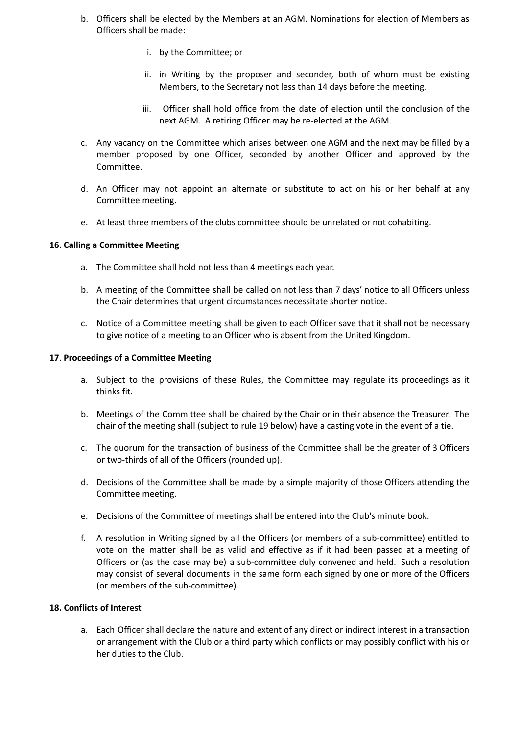b. Officers shall be elected by the Members at an AGM. Nominations for election of Members as Officers shall be made:

    i. by the Committee; or

    ii. in Writing by the proposer and seconder, both of whom must be existing Members, to the Secretary not less than 14 days before the meeting.

    iii. Officer shall hold office from the date of election until the conclusion of the next AGM. A retiring Officer may be re-elected at the AGM.

c. Any vacancy on the Committee which arises between one AGM and the next may be filled by a member proposed by one Officer, seconded by another Officer and approved by the Committee.

d. An Officer may not appoint an alternate or substitute to act on his or her behalf at any Committee meeting.

e. At least three members of the clubs committee should be unrelated or not cohabiting.

**16**. **Calling a Committee Meeting**

a. The Committee shall hold not less than 4 meetings each year.

b. A meeting of the Committee shall be called on not less than 7 days' notice to all Officers unless the Chair determines that urgent circumstances necessitate shorter notice.

c. Notice of a Committee meeting shall be given to each Officer save that it shall not be necessary to give notice of a meeting to an Officer who is absent from the United Kingdom.

**17**. **Proceedings of a Committee Meeting**

a. Subject to the provisions of these Rules, the Committee may regulate its proceedings as it thinks fit.

b. Meetings of the Committee shall be chaired by the Chair or in their absence the Treasurer. The chair of the meeting shall (subject to rule 19 below) have a casting vote in the event of a tie.

c. The quorum for the transaction of business of the Committee shall be the greater of 3 Officers or two-thirds of all of the Officers (rounded up).

d. Decisions of the Committee shall be made by a simple majority of those Officers attending the Committee meeting.

e. Decisions of the Committee of meetings shall be entered into the Club's minute book.

f. A resolution in Writing signed by all the Officers (or members of a sub-committee) entitled to vote on the matter shall be as valid and effective as if it had been passed at a meeting of Officers or (as the case may be) a sub-committee duly convened and held. Such a resolution may consist of several documents in the same form each signed by one or more of the Officers (or members of the sub-committee).

**18. Conflicts of Interest**

a. Each Officer shall declare the nature and extent of any direct or indirect interest in a transaction or arrangement with the Club or a third party which conflicts or may possibly conflict with his or her duties to the Club.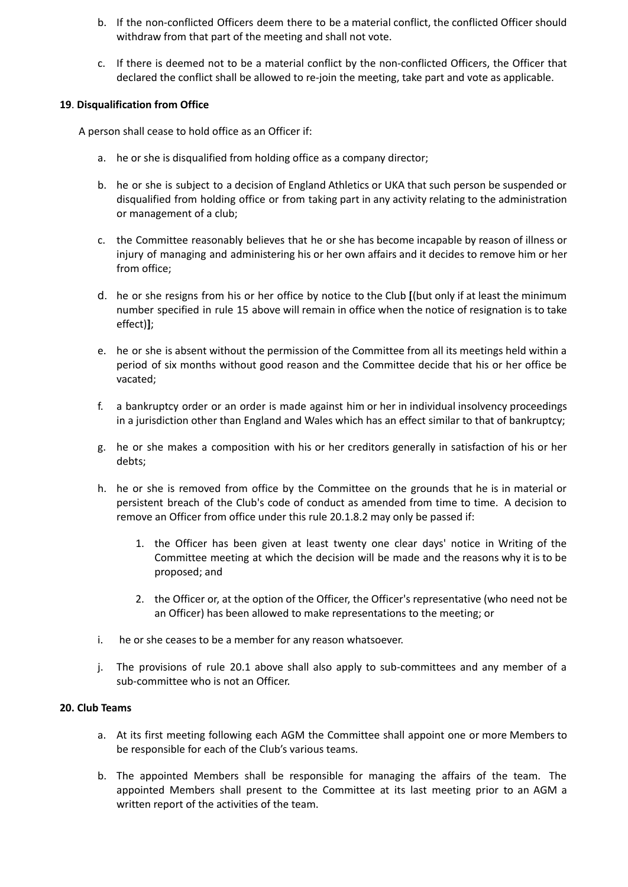b. If the non-conflicted Officers deem there to be a material conflict, the conflicted Officer should withdraw from that part of the meeting and shall not vote.

c. If there is deemed not to be a material conflict by the non-conflicted Officers, the Officer that declared the conflict shall be allowed to re-join the meeting, take part and vote as applicable.

**19**. **Disqualification from Office**

A person shall cease to hold office as an Officer if:

a. he or she is disqualified from holding office as a company director;

b. he or she is subject to a decision of England Athletics or UKA that such person be suspended or disqualified from holding office or from taking part in any activity relating to the administration or management of a club;

c. the Committee reasonably believes that he or she has become incapable by reason of illness or injury of managing and administering his or her own affairs and it decides to remove him or her from office;

d. he or she resigns from his or her office by notice to the Club **[**(but only if at least the minimum number specified in rule 15 above will remain in office when the notice of resignation is to take effect)**]**;

e. he or she is absent without the permission of the Committee from all its meetings held within a period of six months without good reason and the Committee decide that his or her office be vacated;

f. a bankruptcy order or an order is made against him or her in individual insolvency proceedings in a jurisdiction other than England and Wales which has an effect similar to that of bankruptcy;

g. he or she makes a composition with his or her creditors generally in satisfaction of his or her debts;

h. he or she is removed from office by the Committee on the grounds that he is in material or persistent breach of the Club's code of conduct as amended from time to time. A decision to remove an Officer from office under this rule 20.1.8.2 may only be passed if:

   1. the Officer has been given at least twenty one clear days' notice in Writing of the Committee meeting at which the decision will be made and the reasons why it is to be proposed; and

   2. the Officer or, at the option of the Officer, the Officer's representative (who need not be an Officer) has been allowed to make representations to the meeting; or

i. he or she ceases to be a member for any reason whatsoever.

j. The provisions of rule 20.1 above shall also apply to sub-committees and any member of a sub-committee who is not an Officer.

**20. Club Teams**

a. At its first meeting following each AGM the Committee shall appoint one or more Members to be responsible for each of the Club's various teams.

b. The appointed Members shall be responsible for managing the affairs of the team. The appointed Members shall present to the Committee at its last meeting prior to an AGM a written report of the activities of the team.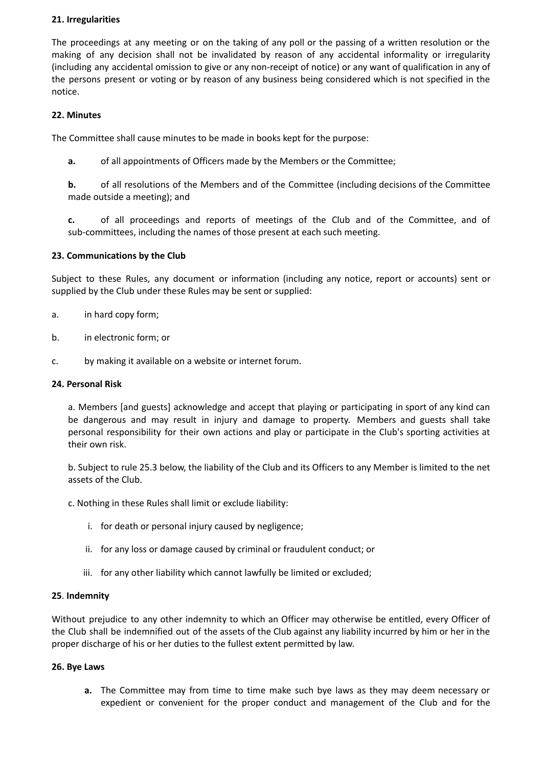**21. Irregularities**

The proceedings at any meeting or on the taking of any poll or the passing of a written resolution or the making of any decision shall not be invalidated by reason of any accidental informality or irregularity (including any accidental omission to give or any non-receipt of notice) or any want of qualification in any of the persons present or voting or by reason of any business being considered which is not specified in the notice.

**22. Minutes**

The Committee shall cause minutes to be made in books kept for the purpose:

**a.** of all appointments of Officers made by the Members or the Committee;

**b.** of all resolutions of the Members and of the Committee (including decisions of the Committee made outside a meeting); and

**c.** of all proceedings and reports of meetings of the Club and of the Committee, and of sub-committees, including the names of those present at each such meeting.

**23. Communications by the Club**

Subject to these Rules, any document or information (including any notice, report or accounts) sent or supplied by the Club under these Rules may be sent or supplied:

a. in hard copy form;

b. in electronic form; or

c. by making it available on a website or internet forum.

**24. Personal Risk**

a. Members [and guests] acknowledge and accept that playing or participating in sport of any kind can be dangerous and may result in injury and damage to property. Members and guests shall take personal responsibility for their own actions and play or participate in the Club's sporting activities at their own risk.

b. Subject to rule 25.3 below, the liability of the Club and its Officers to any Member is limited to the net assets of the Club.

c. Nothing in these Rules shall limit or exclude liability:

i. for death or personal injury caused by negligence;

ii. for any loss or damage caused by criminal or fraudulent conduct; or

iii. for any other liability which cannot lawfully be limited or excluded;

**25**. **Indemnity**

Without prejudice to any other indemnity to which an Officer may otherwise be entitled, every Officer of the Club shall be indemnified out of the assets of the Club against any liability incurred by him or her in the proper discharge of his or her duties to the fullest extent permitted by law.

**26. Bye Laws**

**a.** The Committee may from time to time make such bye laws as they may deem necessary or expedient or convenient for the proper conduct and management of the Club and for the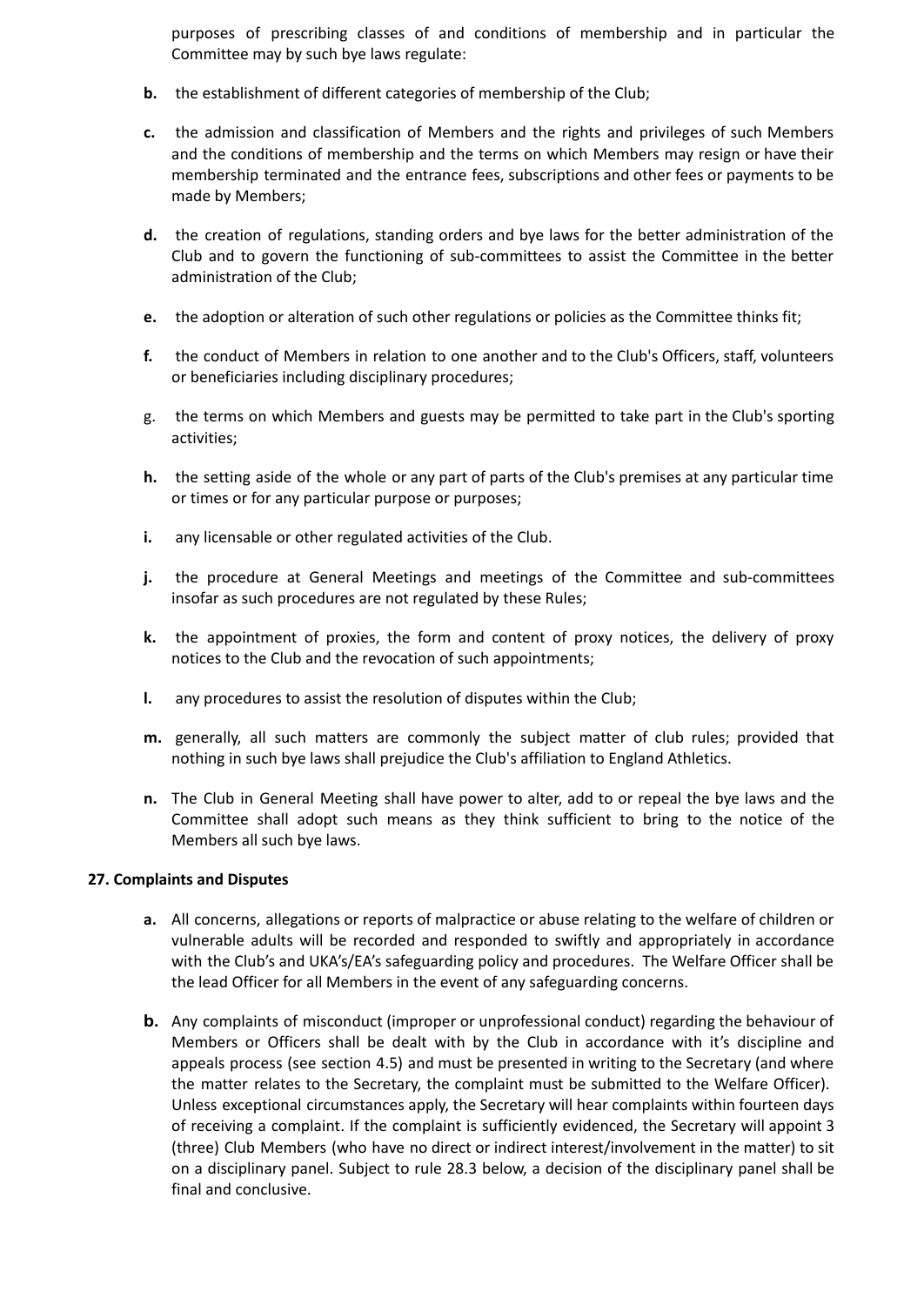purposes of prescribing classes of and conditions of membership and in particular the Committee may by such bye laws regulate:

- **b.** the establishment of different categories of membership of the Club;
- **c.** the admission and classification of Members and the rights and privileges of such Members and the conditions of membership and the terms on which Members may resign or have their membership terminated and the entrance fees, subscriptions and other fees or payments to be made by Members;
- **d.** the creation of regulations, standing orders and bye laws for the better administration of the Club and to govern the functioning of sub-committees to assist the Committee in the better administration of the Club;
- **e.** the adoption or alteration of such other regulations or policies as the Committee thinks fit;
- **f.** the conduct of Members in relation to one another and to the Club's Officers, staff, volunteers or beneficiaries including disciplinary procedures;
- g. the terms on which Members and guests may be permitted to take part in the Club's sporting activities;
- **h.** the setting aside of the whole or any part of parts of the Club's premises at any particular time or times or for any particular purpose or purposes;
- **i.** any licensable or other regulated activities of the Club.
- **j.** the procedure at General Meetings and meetings of the Committee and sub-committees insofar as such procedures are not regulated by these Rules;
- **k.** the appointment of proxies, the form and content of proxy notices, the delivery of proxy notices to the Club and the revocation of such appointments;
- **l.** any procedures to assist the resolution of disputes within the Club;
- **m.** generally, all such matters are commonly the subject matter of club rules; provided that nothing in such bye laws shall prejudice the Club's affiliation to England Athletics.
- **n.** The Club in General Meeting shall have power to alter, add to or repeal the bye laws and the Committee shall adopt such means as they think sufficient to bring to the notice of the Members all such bye laws.

**27. Complaints and Disputes**

- **a.** All concerns, allegations or reports of malpractice or abuse relating to the welfare of children or vulnerable adults will be recorded and responded to swiftly and appropriately in accordance with the Club's and UKA's/EA's safeguarding policy and procedures. The Welfare Officer shall be the lead Officer for all Members in the event of any safeguarding concerns.
- **b.** Any complaints of misconduct (improper or unprofessional conduct) regarding the behaviour of Members or Officers shall be dealt with by the Club in accordance with it's discipline and appeals process (see section 4.5) and must be presented in writing to the Secretary (and where the matter relates to the Secretary, the complaint must be submitted to the Welfare Officer). Unless exceptional circumstances apply, the Secretary will hear complaints within fourteen days of receiving a complaint. If the complaint is sufficiently evidenced, the Secretary will appoint 3 (three) Club Members (who have no direct or indirect interest/involvement in the matter) to sit on a disciplinary panel. Subject to rule 28.3 below, a decision of the disciplinary panel shall be final and conclusive.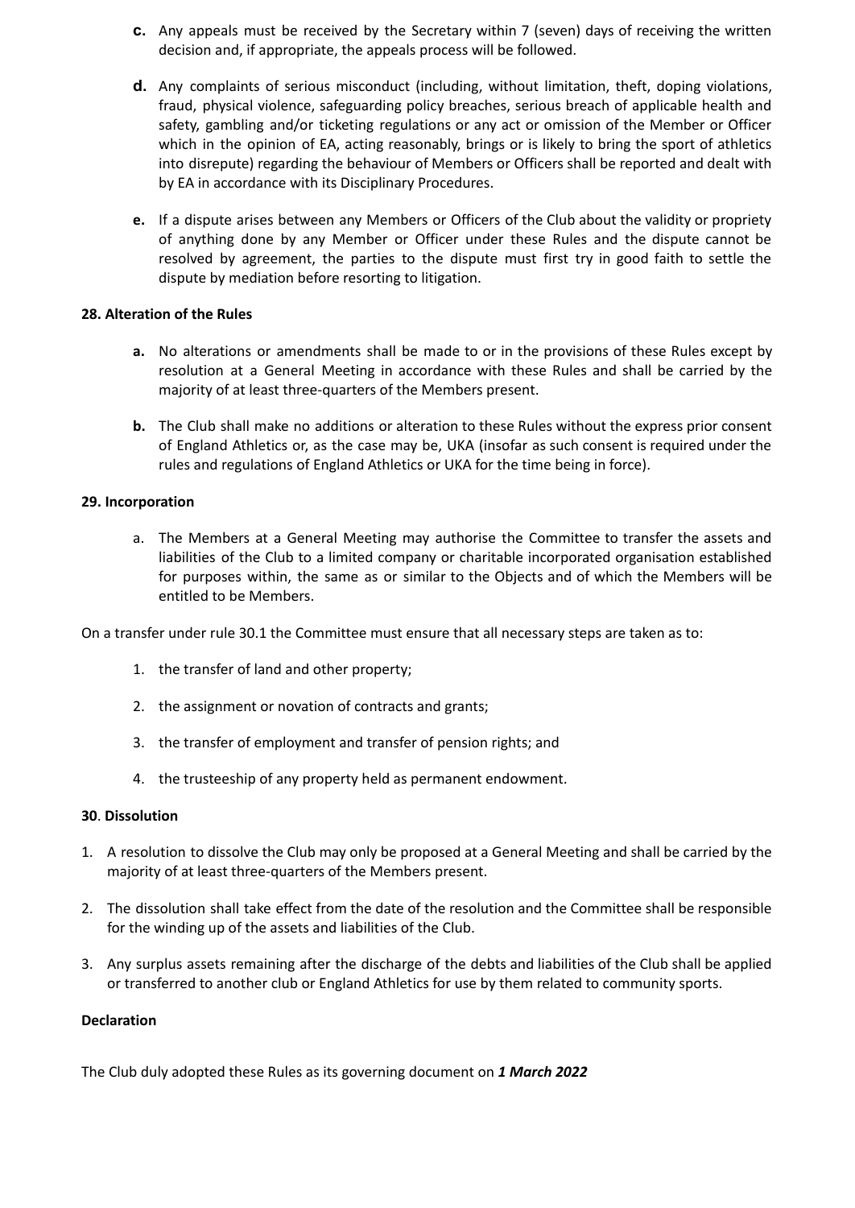**c.** Any appeals must be received by the Secretary within 7 (seven) days of receiving the written decision and, if appropriate, the appeals process will be followed.

**d.** Any complaints of serious misconduct (including, without limitation, theft, doping violations, fraud, physical violence, safeguarding policy breaches, serious breach of applicable health and safety, gambling and/or ticketing regulations or any act or omission of the Member or Officer which in the opinion of EA, acting reasonably, brings or is likely to bring the sport of athletics into disrepute) regarding the behaviour of Members or Officers shall be reported and dealt with by EA in accordance with its Disciplinary Procedures.

**e.** If a dispute arises between any Members or Officers of the Club about the validity or propriety of anything done by any Member or Officer under these Rules and the dispute cannot be resolved by agreement, the parties to the dispute must first try in good faith to settle the dispute by mediation before resorting to litigation.

**28. Alteration of the Rules**

**a.** No alterations or amendments shall be made to or in the provisions of these Rules except by resolution at a General Meeting in accordance with these Rules and shall be carried by the majority of at least three-quarters of the Members present.

**b.** The Club shall make no additions or alteration to these Rules without the express prior consent of England Athletics or, as the case may be, UKA (insofar as such consent is required under the rules and regulations of England Athletics or UKA for the time being in force).

**29. Incorporation**

a. The Members at a General Meeting may authorise the Committee to transfer the assets and liabilities of the Club to a limited company or charitable incorporated organisation established for purposes within, the same as or similar to the Objects and of which the Members will be entitled to be Members.

On a transfer under rule 30.1 the Committee must ensure that all necessary steps are taken as to:

1. the transfer of land and other property;
2. the assignment or novation of contracts and grants;
3. the transfer of employment and transfer of pension rights; and
4. the trusteeship of any property held as permanent endowment.

**30**. **Dissolution**

1. A resolution to dissolve the Club may only be proposed at a General Meeting and shall be carried by the majority of at least three-quarters of the Members present.
2. The dissolution shall take effect from the date of the resolution and the Committee shall be responsible for the winding up of the assets and liabilities of the Club.
3. Any surplus assets remaining after the discharge of the debts and liabilities of the Club shall be applied or transferred to another club or England Athletics for use by them related to community sports.

**Declaration**

The Club duly adopted these Rules as its governing document on ***1 March 2022***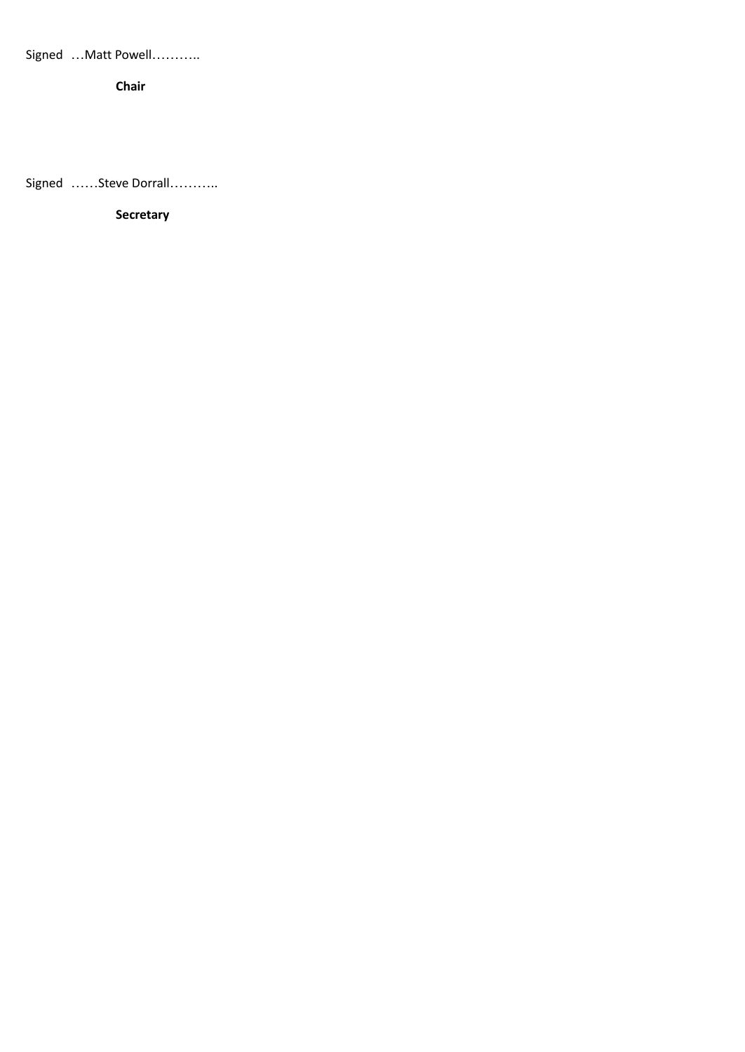Signed …Matt Powell………..

**Chair**

Signed ……Steve Dorrall………..

**Secretary**